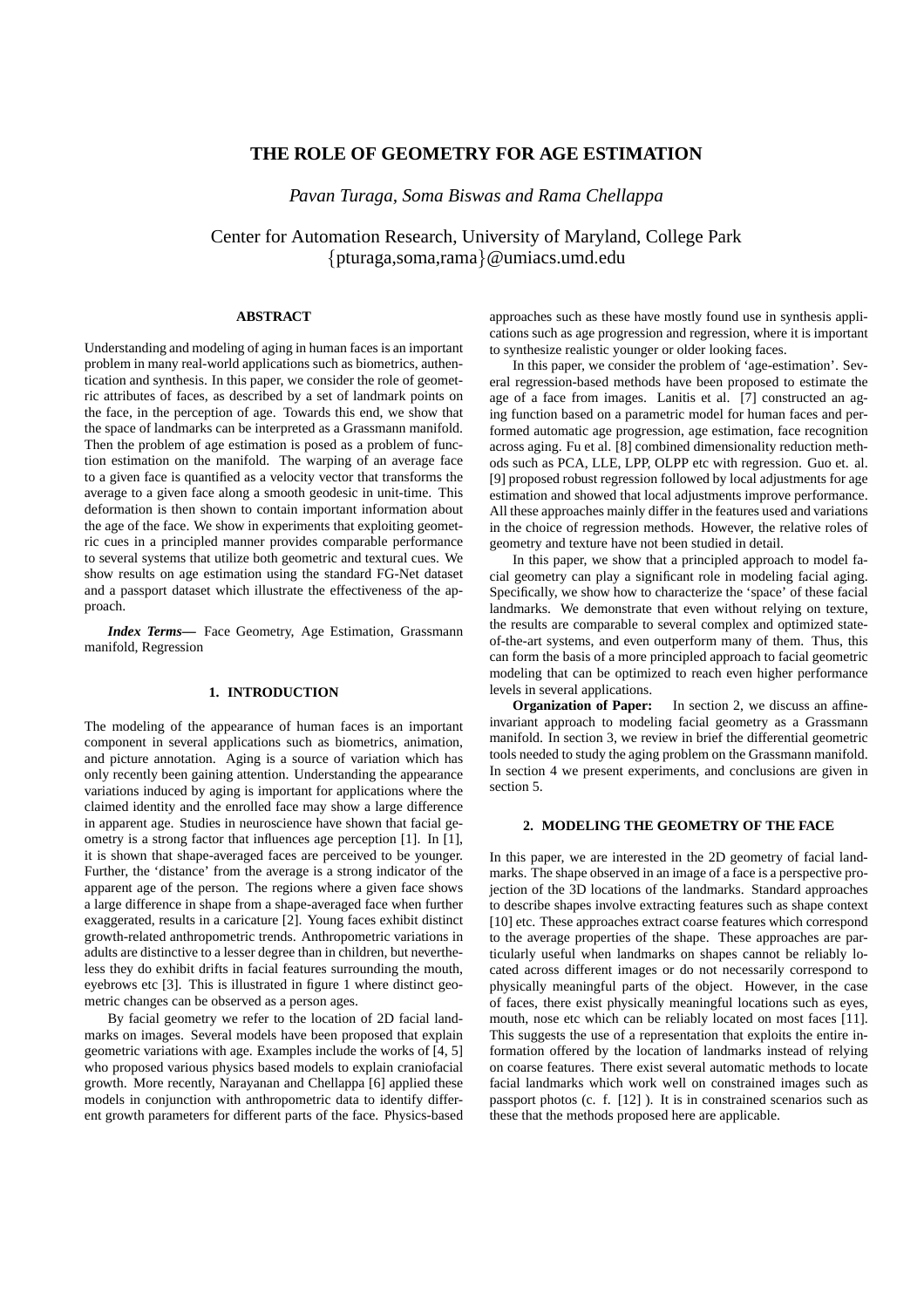# THE ROLE OF GEOMETRY FOR AGE ESTIMATION

*Pavan Turaga, Soma Biswas and Rama Chellappa*

Center for Automation Research, University of Maryland, College Park
{pturaga,soma,rama}@umiacs.umd.edu

### ABSTRACT

Understanding and modeling of aging in human faces is an important problem in many real-world applications such as biometrics, authentication and synthesis. In this paper, we consider the role of geometric attributes of faces, as described by a set of landmark points on the face, in the perception of age. Towards this end, we show that the space of landmarks can be interpreted as a Grassmann manifold. Then the problem of age estimation is posed as a problem of function estimation on the manifold. The warping of an average face to a given face is quantified as a velocity vector that transforms the average to a given face along a smooth geodesic in unit-time. This deformation is then shown to contain important information about the age of the face. We show in experiments that exploiting geometric cues in a principled manner provides comparable performance to several systems that utilize both geometric and textural cues. We show results on age estimation using the standard FG-Net dataset and a passport dataset which illustrate the effectiveness of the approach.

***Index Terms*—** Face Geometry, Age Estimation, Grassmann manifold, Regression

## 1. INTRODUCTION

The modeling of the appearance of human faces is an important component in several applications such as biometrics, animation, and picture annotation. Aging is a source of variation which has only recently been gaining attention. Understanding the appearance variations induced by aging is important for applications where the claimed identity and the enrolled face may show a large difference in apparent age. Studies in neuroscience have shown that facial geometry is a strong factor that influences age perception [1]. In [1], it is shown that shape-averaged faces are perceived to be younger. Further, the 'distance' from the average is a strong indicator of the apparent age of the person. The regions where a given face shows a large difference in shape from a shape-averaged face when further exaggerated, results in a caricature [2]. Young faces exhibit distinct growth-related anthropometric trends. Anthropometric variations in adults are distinctive to a lesser degree than in children, but nevertheless they do exhibit drifts in facial features surrounding the mouth, eyebrows etc [3]. This is illustrated in figure 1 where distinct geometric changes can be observed as a person ages.

By facial geometry we refer to the location of 2D facial landmarks on images. Several models have been proposed that explain geometric variations with age. Examples include the works of [4, 5] who proposed various physics based models to explain craniofacial growth. More recently, Narayanan and Chellappa [6] applied these models in conjunction with anthropometric data to identify different growth parameters for different parts of the face. Physics-based approaches such as these have mostly found use in synthesis applications such as age progression and regression, where it is important to synthesize realistic younger or older looking faces.

In this paper, we consider the problem of 'age-estimation'. Several regression-based methods have been proposed to estimate the age of a face from images. Lanitis et al. [7] constructed an aging function based on a parametric model for human faces and performed automatic age progression, age estimation, face recognition across aging. Fu et al. [8] combined dimensionality reduction methods such as PCA, LLE, LPP, OLPP etc with regression. Guo et. al. [9] proposed robust regression followed by local adjustments for age estimation and showed that local adjustments improve performance. All these approaches mainly differ in the features used and variations in the choice of regression methods. However, the relative roles of geometry and texture have not been studied in detail.

In this paper, we show that a principled approach to model facial geometry can play a significant role in modeling facial aging. Specifically, we show how to characterize the 'space' of these facial landmarks. We demonstrate that even without relying on texture, the results are comparable to several complex and optimized state-of-the-art systems, and even outperform many of them. Thus, this can form the basis of a more principled approach to facial geometric modeling that can be optimized to reach even higher performance levels in several applications.

**Organization of Paper:** In section 2, we discuss an affine-invariant approach to modeling facial geometry as a Grassmann manifold. In section 3, we review in brief the differential geometric tools needed to study the aging problem on the Grassmann manifold. In section 4 we present experiments, and conclusions are given in section 5.

## 2. MODELING THE GEOMETRY OF THE FACE

In this paper, we are interested in the 2D geometry of facial landmarks. The shape observed in an image of a face is a perspective projection of the 3D locations of the landmarks. Standard approaches to describe shapes involve extracting features such as shape context [10] etc. These approaches extract coarse features which correspond to the average properties of the shape. These approaches are particularly useful when landmarks on shapes cannot be reliably located across different images or do not necessarily correspond to physically meaningful parts of the object. However, in the case of faces, there exist physically meaningful locations such as eyes, mouth, nose etc which can be reliably located on most faces [11]. This suggests the use of a representation that exploits the entire information offered by the location of landmarks instead of relying on coarse features. There exist several automatic methods to locate facial landmarks which work well on constrained images such as passport photos (c. f. [12] ). It is in constrained scenarios such as these that the methods proposed here are applicable.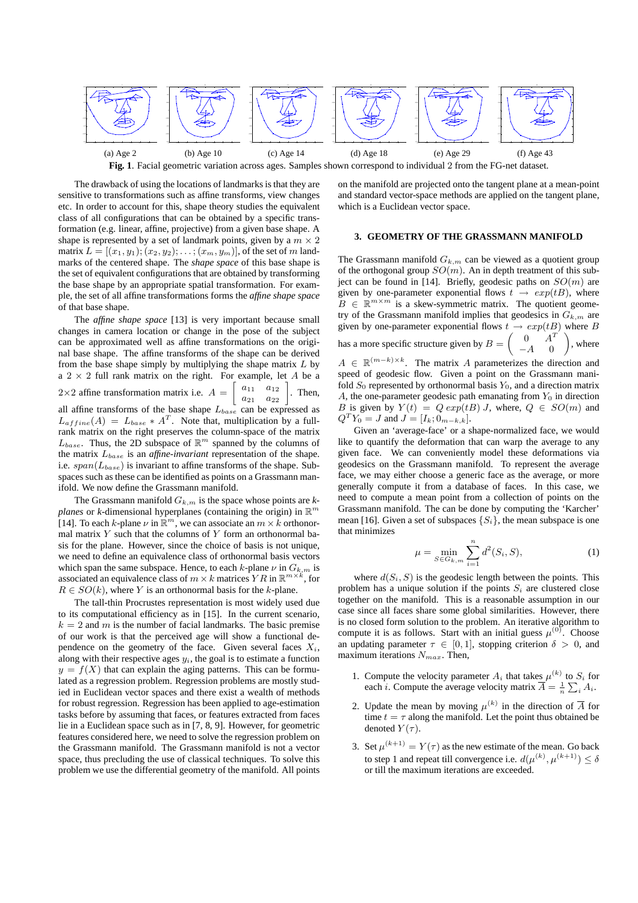(a) Age 2 (b) Age 10 (c) Age 14 (d) Age 18 (e) Age 29 (f) Age 43

**Fig. 1**. Facial geometric variation across ages. Samples shown correspond to individual 2 from the FG-net dataset.

The drawback of using the locations of landmarks is that they are sensitive to transformations such as affine transforms, view changes etc. In order to account for this, shape theory studies the equivalent class of all configurations that can be obtained by a specific transformation (e.g. linear, affine, projective) from a given base shape. A shape is represented by a set of landmark points, given by a $m \times 2$ matrix $L = [(x_1, y_1); (x_2, y_2); \ldots ; (x_m, y_m)]$, of the set of $m$ landmarks of the centered shape. The *shape space* of this base shape is the set of equivalent configurations that are obtained by transforming the base shape by an appropriate spatial transformation. For example, the set of all affine transformations forms the *affine shape space* of that base shape.

The *affine shape space* [13] is very important because small changes in camera location or change in the pose of the subject can be approximated well as affine transformations on the original base shape. The affine transforms of the shape can be derived from the base shape simply by multiplying the shape matrix $L$ by a $2 \times 2$ full rank matrix on the right. For example, let $A$ be a $2\times2$ affine transformation matrix i.e. $A = \begin{bmatrix} a_{11} & a_{12} \\ a_{21} & a_{22} \end{bmatrix}$. Then, all affine transforms of the base shape $L_{base}$ can be expressed as $L_{affine}(A) = L_{base} * A^T$. Note that, multiplication by a full-rank matrix on the right preserves the column-space of the matrix $L_{base}$. Thus, the 2D subspace of $\mathbb{R}^m$ spanned by the columns of the matrix $L_{base}$ is an *affine-invariant* representation of the shape. i.e. $span(L_{base})$ is invariant to affine transforms of the shape. Subspaces such as these can be identified as points on a Grassmann manifold. We now define the Grassmann manifold.

The Grassmann manifold $G_{k,m}$ is the space whose points are *k-planes* or *k*-dimensional hyperplanes (containing the origin) in $\mathbb{R}^m$ [14]. To each $k$-plane $\nu$ in $\mathbb{R}^m$, we can associate an $m \times k$ orthonormal matrix $Y$ such that the columns of $Y$ form an orthonormal basis for the plane. However, since the choice of basis is not unique, we need to define an equivalence class of orthonormal basis vectors which span the same subspace. Hence, to each $k$-plane $\nu$ in $G_{k,m}$ is associated an equivalence class of $m \times k$ matrices $YR$ in $\mathbb{R}^{m\times k}$, for $R \in SO(k)$, where $Y$ is an orthonormal basis for the $k$-plane.

The tall-thin Procrustes representation is most widely used due to its computational efficiency as in [15]. In the current scenario, $k = 2$ and $m$ is the number of facial landmarks. The basic premise of our work is that the perceived age will show a functional dependence on the geometry of the face. Given several faces $X_i$, along with their respective ages $y_i$, the goal is to estimate a function $y = f(X)$ that can explain the aging patterns. This can be formulated as a regression problem. Regression problems are mostly studied in Euclidean vector spaces and there exist a wealth of methods for robust regression. Regression has been applied to age-estimation tasks before by assuming that faces, or features extracted from faces lie in a Euclidean space such as in [7, 8, 9]. However, for geometric features considered here, we need to solve the regression problem on the Grassmann manifold. The Grassmann manifold is not a vector space, thus precluding the use of classical techniques. To solve this problem we use the differential geometry of the manifold. All points on the manifold are projected onto the tangent plane at a mean-point and standard vector-space methods are applied on the tangent plane, which is a Euclidean vector space.

## 3. GEOMETRY OF THE GRASSMANN MANIFOLD

The Grassmann manifold $G_{k,m}$ can be viewed as a quotient group of the orthogonal group $SO(m)$. An in depth treatment of this subject can be found in [14]. Briefly, geodesic paths on $SO(m)$ are given by one-parameter exponential flows $t \rightarrow exp(tB)$, where $B \in \mathbb{R}^{m\times m}$ is a skew-symmetric matrix. The quotient geometry of the Grassmann manifold implies that geodesics in $G_{k,m}$ are given by one-parameter exponential flows $t \rightarrow exp(tB)$ where $B$ has a more specific structure given by $B = \begin{pmatrix} 0 & A^T \\ -A & 0 \end{pmatrix}$, where $A \in \mathbb{R}^{(m-k)\times k}$. The matrix $A$ parameterizes the direction and speed of geodesic flow. Given a point on the Grassmann manifold $S_0$ represented by orthonormal basis $Y_0$, and a direction matrix $A$, the one-parameter geodesic path emanating from $Y_0$ in direction $B$ is given by $Y(t) = Q\, exp(tB)\, J$, where, $Q \in SO(m)$ and $Q^T Y_0 = J$ and $J = [I_k; 0_{m-k,k}]$.

Given an 'average-face' or a shape-normalized face, we would like to quantify the deformation that can warp the average to any given face. We can conveniently model these deformations via geodesics on the Grassmann manifold. To represent the average face, we may either choose a generic face as the average, or more generally compute it from a database of faces. In this case, we need to compute a mean point from a collection of points on the Grassmann manifold. The can be done by computing the 'Karcher' mean [16]. Given a set of subspaces $\{S_i\}$, the mean subspace is one that minimizes

$$\mu = \min_{S \in G_{k,m}} \sum_{i=1}^{n} d^2(S_i, S), \tag{1}$$

where $d(S_i, S)$ is the geodesic length between the points. This problem has a unique solution if the points $S_i$ are clustered close together on the manifold. This is a reasonable assumption in our case since all faces share some global similarities. However, there is no closed form solution to the problem. An iterative algorithm to compute it is as follows. Start with an initial guess $\mu^{(0)}$. Choose an updating parameter $\tau \in [0, 1]$, stopping criterion $\delta > 0$, and maximum iterations $N_{max}$. Then,

1. Compute the velocity parameter $A_i$ that takes $\mu^{(k)}$ to $S_i$ for each $i$. Compute the average velocity matrix $\overline{A} = \frac{1}{n}\sum_i A_i$.
2. Update the mean by moving $\mu^{(k)}$ in the direction of $\overline{A}$ for time $t = \tau$ along the manifold. Let the point thus obtained be denoted $Y(\tau)$.
3. Set $\mu^{(k+1)} = Y(\tau)$ as the new estimate of the mean. Go back to step 1 and repeat till convergence i.e. $d(\mu^{(k)}, \mu^{(k+1)}) \leq \delta$ or till the maximum iterations are exceeded.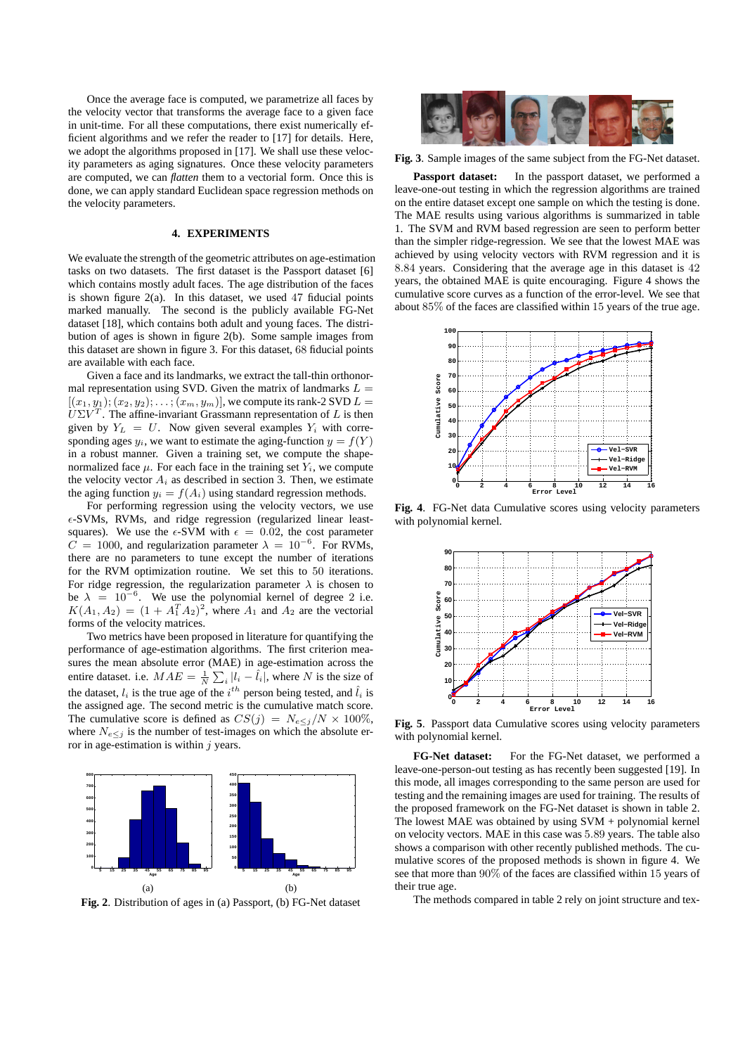Once the average face is computed, we parametrize all faces by the velocity vector that transforms the average face to a given face in unit-time. For all these computations, there exist numerically efficient algorithms and we refer the reader to [17] for details. Here, we adopt the algorithms proposed in [17]. We shall use these velocity parameters as aging signatures. Once these velocity parameters are computed, we can *flatten* them to a vectorial form. Once this is done, we can apply standard Euclidean space regression methods on the velocity parameters.

## 4. EXPERIMENTS

We evaluate the strength of the geometric attributes on age-estimation tasks on two datasets. The first dataset is the Passport dataset [6] which contains mostly adult faces. The age distribution of the faces is shown in figure 2(a). In this dataset, we used 47 fiducial points marked manually. The second is the publicly available FG-Net dataset [18], which contains both adult and young faces. The distribution of ages is shown in figure 2(b). Some sample images from this dataset are shown in figure 3. For this dataset, 68 fiducial points are available with each face.

Given a face and its landmarks, we extract the tall-thin orthonormal representation using SVD. Given the matrix of landmarks $L = [(x_1, y_1); (x_2, y_2); \ldots; (x_m, y_m)]$, we compute its rank-2 SVD $L = U\Sigma V^T$. The affine-invariant Grassmann representation of $L$ is then given by $Y_L = U$. Now given several examples $Y_i$ with corresponding ages $y_i$, we want to estimate the aging-function $y = f(Y)$ in a robust manner. Given a training set, we compute the shape-normalized face $\mu$. For each face in the training set $Y_i$, we compute the velocity vector $A_i$ as described in section 3. Then, we estimate the aging function $y_i = f(A_i)$ using standard regression methods.

For performing regression using the velocity vectors, we use $\epsilon$-SVMs, RVMs, and ridge regression (regularized linear least-squares). We use the $\epsilon$-SVM with $\epsilon = 0.02$, the cost parameter $C = 1000$, and regularization parameter $\lambda = 10^{-6}$. For RVMs, there are no parameters to tune except the number of iterations for the RVM optimization routine. We set this to 50 iterations. For ridge regression, the regularization parameter $\lambda$ is chosen to be $\lambda = 10^{-6}$. We use the polynomial kernel of degree 2 i.e. $K(A_1, A_2) = (1 + A_1^T A_2)^2$, where $A_1$ and $A_2$ are the vectorial forms of the velocity matrices.

Two metrics have been proposed in literature for quantifying the performance of age-estimation algorithms. The first criterion measures the mean absolute error (MAE) in age-estimation across the entire dataset. i.e. $MAE = \frac{1}{N}\sum_i |l_i - \hat{l}_i|$, where $N$ is the size of the dataset, $l_i$ is the true age of the $i^{th}$ person being tested, and $\hat{l}_i$ is the assigned age. The second metric is the cumulative match score. The cumulative score is defined as $CS(j) = N_{e\leq j}/N \times 100\%$, where $N_{e\leq j}$ is the number of test-images on which the absolute error in age-estimation is within $j$ years.

**Fig. 2**. Distribution of ages in (a) Passport, (b) FG-Net dataset

**Fig. 3**. Sample images of the same subject from the FG-Net dataset.

**Passport dataset:** In the passport dataset, we performed a leave-one-out testing in which the regression algorithms are trained on the entire dataset except one sample on which the testing is done. The MAE results using various algorithms is summarized in table 1. The SVM and RVM based regression are seen to perform better than the simpler ridge-regression. We see that the lowest MAE was achieved by using velocity vectors with RVM regression and it is 8.84 years. Considering that the average age in this dataset is 42 years, the obtained MAE is quite encouraging. Figure 4 shows the cumulative score curves as a function of the error-level. We see that about 85% of the faces are classified within 15 years of the true age.

**Fig. 4**. FG-Net data Cumulative scores using velocity parameters with polynomial kernel.

**Fig. 5**. Passport data Cumulative scores using velocity parameters with polynomial kernel.

**FG-Net dataset:** For the FG-Net dataset, we performed a leave-one-person-out testing as has recently been suggested [19]. In this mode, all images corresponding to the same person are used for testing and the remaining images are used for training. The results of the proposed framework on the FG-Net dataset is shown in table 2. The lowest MAE was obtained by using SVM + polynomial kernel on velocity vectors. MAE in this case was 5.89 years. The table also shows a comparison with other recently published methods. The cumulative scores of the proposed methods is shown in figure 4. We see that more than 90% of the faces are classified within 15 years of their true age.

The methods compared in table 2 rely on joint structure and tex-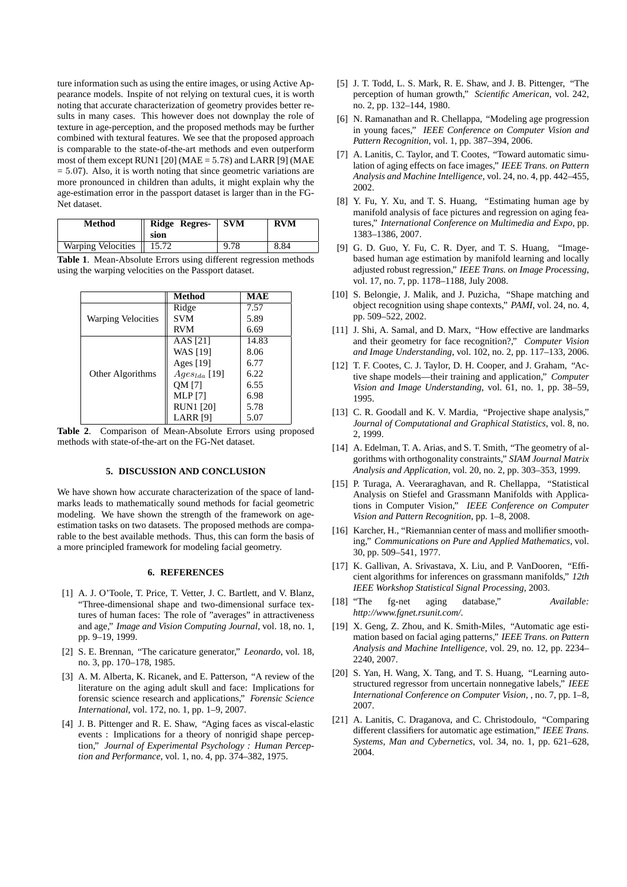ture information such as using the entire images, or using Active Appearance models. Inspite of not relying on textural cues, it is worth noting that accurate characterization of geometry provides better results in many cases. This however does not downplay the role of texture in age-perception, and the proposed methods may be further combined with textural features. We see that the proposed approach is comparable to the state-of-the-art methods and even outperform most of them except RUN1 [20] (MAE = $5.78$) and LARR [9] (MAE = $5.07$). Also, it is worth noting that since geometric variations are more pronounced in children than adults, it might explain why the age-estimation error in the passport dataset is larger than in the FG-Net dataset.

| **Method** | **Ridge Regression** | **SVM** | **RVM** |
|---|---|---|---|
| Warping Velocities | 15.72 | 9.78 | 8.84 |

**Table 1**. Mean-Absolute Errors using different regression methods using the warping velocities on the Passport dataset.

| | **Method** | **MAE** |
|---|---|---|
| Warping Velocities | Ridge | 7.57 |
| | SVM | 5.89 |
| | RVM | 6.69 |
| Other Algorithms | AAS [21] | 14.83 |
| | WAS [19] | 8.06 |
| | Ages [19] | 6.77 |
| | $Ages_{lda}$ [19] | 6.22 |
| | QM [7] | 6.55 |
| | MLP [7] | 6.98 |
| | RUN1 [20] | 5.78 |
| | LARR [9] | 5.07 |

**Table 2**. Comparison of Mean-Absolute Errors using proposed methods with state-of-the-art on the FG-Net dataset.

## 5. DISCUSSION AND CONCLUSION

We have shown how accurate characterization of the space of landmarks leads to mathematically sound methods for facial geometric modeling. We have shown the strength of the framework on age-estimation tasks on two datasets. The proposed methods are comparable to the best available methods. Thus, this can form the basis of a more principled framework for modeling facial geometry.

## 6. REFERENCES

[1] A. J. O'Toole, T. Price, T. Vetter, J. C. Bartlett, and V. Blanz, "Three-dimensional shape and two-dimensional surface textures of human faces: The role of "averages" in attractiveness and age," *Image and Vision Computing Journal*, vol. 18, no. 1, pp. 9–19, 1999.

[2] S. E. Brennan, "The caricature generator," *Leonardo*, vol. 18, no. 3, pp. 170–178, 1985.

[3] A. M. Alberta, K. Ricanek, and E. Patterson, "A review of the literature on the aging adult skull and face: Implications for forensic science research and applications," *Forensic Science International*, vol. 172, no. 1, pp. 1–9, 2007.

[4] J. B. Pittenger and R. E. Shaw, "Aging faces as viscal-elastic events : Implications for a theory of nonrigid shape perception," *Journal of Experimental Psychology : Human Perception and Performance*, vol. 1, no. 4, pp. 374–382, 1975.

[5] J. T. Todd, L. S. Mark, R. E. Shaw, and J. B. Pittenger, "The perception of human growth," *Scientific American*, vol. 242, no. 2, pp. 132–144, 1980.

[6] N. Ramanathan and R. Chellappa, "Modeling age progression in young faces," *IEEE Conference on Computer Vision and Pattern Recognition*, vol. 1, pp. 387–394, 2006.

[7] A. Lanitis, C. Taylor, and T. Cootes, "Toward automatic simulation of aging effects on face images," *IEEE Trans. on Pattern Analysis and Machine Intelligence*, vol. 24, no. 4, pp. 442–455, 2002.

[8] Y. Fu, Y. Xu, and T. S. Huang, "Estimating human age by manifold analysis of face pictures and regression on aging features," *International Conference on Multimedia and Expo*, pp. 1383–1386, 2007.

[9] G. D. Guo, Y. Fu, C. R. Dyer, and T. S. Huang, "Image-based human age estimation by manifold learning and locally adjusted robust regression," *IEEE Trans. on Image Processing*, vol. 17, no. 7, pp. 1178–1188, July 2008.

[10] S. Belongie, J. Malik, and J. Puzicha, "Shape matching and object recognition using shape contexts," *PAMI*, vol. 24, no. 4, pp. 509–522, 2002.

[11] J. Shi, A. Samal, and D. Marx, "How effective are landmarks and their geometry for face recognition?," *Computer Vision and Image Understanding*, vol. 102, no. 2, pp. 117–133, 2006.

[12] T. F. Cootes, C. J. Taylor, D. H. Cooper, and J. Graham, "Active shape models—their training and application," *Computer Vision and Image Understanding*, vol. 61, no. 1, pp. 38–59, 1995.

[13] C. R. Goodall and K. V. Mardia, "Projective shape analysis," *Journal of Computational and Graphical Statistics*, vol. 8, no. 2, 1999.

[14] A. Edelman, T. A. Arias, and S. T. Smith, "The geometry of algorithms with orthogonality constraints," *SIAM Journal Matrix Analysis and Application*, vol. 20, no. 2, pp. 303–353, 1999.

[15] P. Turaga, A. Veeraraghavan, and R. Chellappa, "Statistical Analysis on Stiefel and Grassmann Manifolds with Applications in Computer Vision," *IEEE Conference on Computer Vision and Pattern Recognition*, pp. 1–8, 2008.

[16] Karcher, H., "Riemannian center of mass and mollifier smoothing," *Communications on Pure and Applied Mathematics*, vol. 30, pp. 509–541, 1977.

[17] K. Gallivan, A. Srivastava, X. Liu, and P. VanDooren, "Efficient algorithms for inferences on grassmann manifolds," *12th IEEE Workshop Statistical Signal Processing*, 2003.

[18] "The fg-net aging database," *Available: http://www.fgnet.rsunit.com/*.

[19] X. Geng, Z. Zhou, and K. Smith-Miles, "Automatic age estimation based on facial aging patterns," *IEEE Trans. on Pattern Analysis and Machine Intelligence*, vol. 29, no. 12, pp. 2234–2240, 2007.

[20] S. Yan, H. Wang, X. Tang, and T. S. Huang, "Learning auto-structured regressor from uncertain nonnegative labels," *IEEE International Conference on Computer Vision*, , no. 7, pp. 1–8, 2007.

[21] A. Lanitis, C. Draganova, and C. Christodoulo, "Comparing different classifiers for automatic age estimation," *IEEE Trans. Systems, Man and Cybernetics*, vol. 34, no. 1, pp. 621–628, 2004.